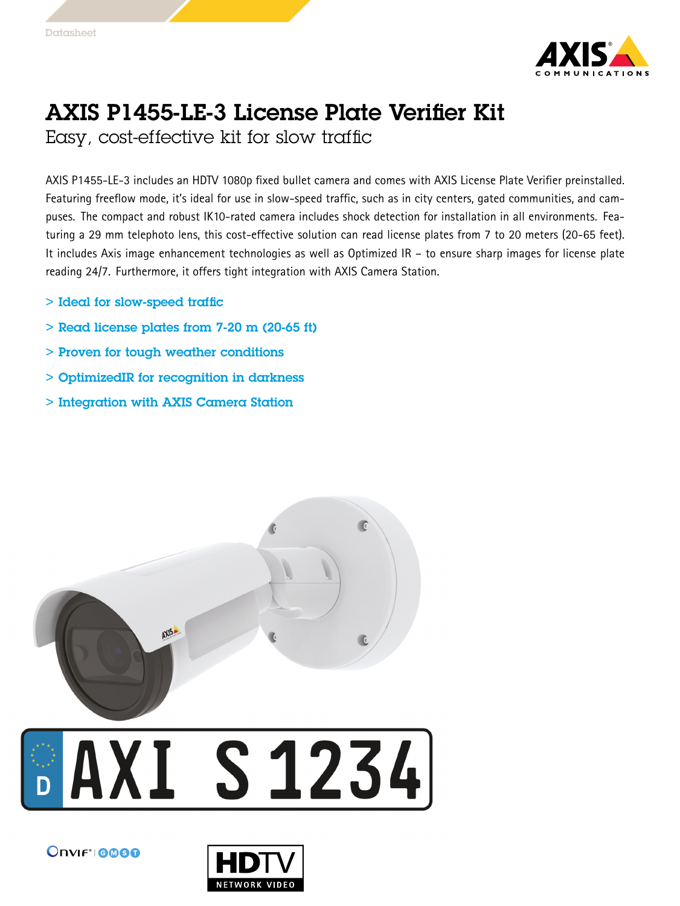Datasheet

# AXIS P1455-LE-3 License Plate Verifier Kit

## Easy, cost-effective kit for slow traffic

AXIS P1455-LE-3 includes an HDTV 1080p fixed bullet camera and comes with AXIS License Plate Verifier preinstalled. Featuring freeflow mode, it's ideal for use in slow-speed traffic, such as in city centers, gated communities, and campuses. The compact and robust IK10-rated camera includes shock detection for installation in all environments. Featuring a 29 mm telephoto lens, this cost-effective solution can read license plates from 7 to 20 meters (20-65 feet). It includes Axis image enhancement technologies as well as Optimized IR – to ensure sharp images for license plate reading 24/7. Furthermore, it offers tight integration with AXIS Camera Station.

- > Ideal for slow-speed traffic
- > Read license plates from 7-20 m (20-65 ft)
- > Proven for tough weather conditions
- > OptimizedIR for recognition in darkness
- > Integration with AXIS Camera Station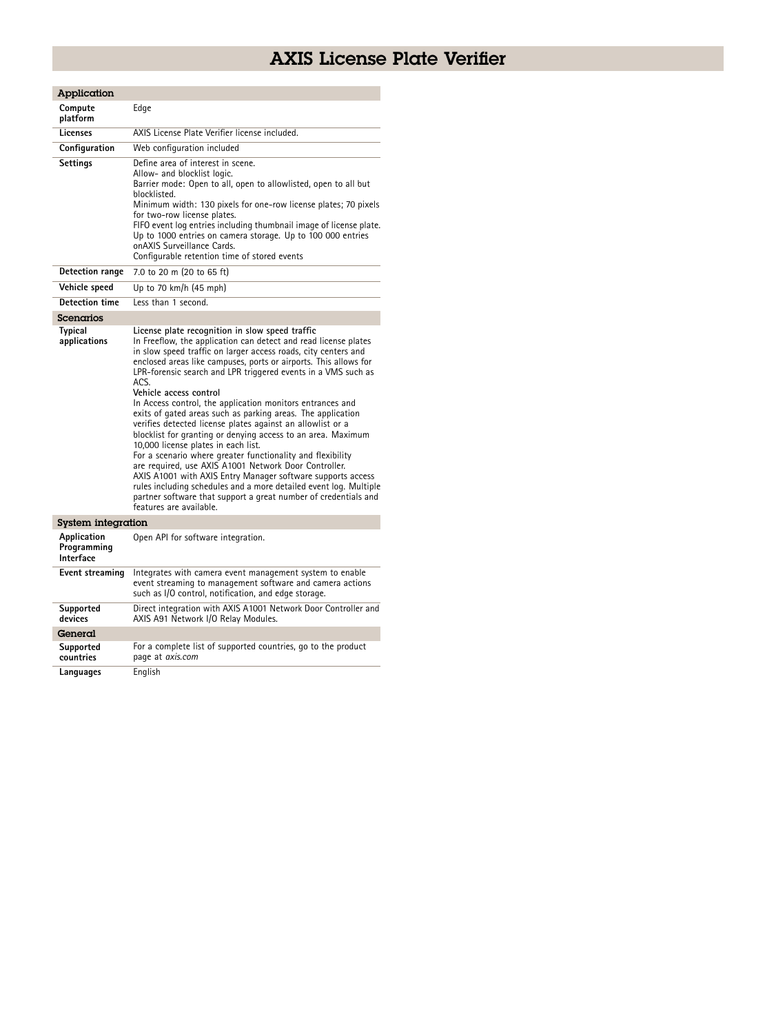# AXIS License Plate Verifier

| **Application** | |
|---|---|
| **Compute platform** | Edge |
| **Licenses** | AXIS License Plate Verifier license included. |
| **Configuration** | Web configuration included |
| **Settings** | Define area of interest in scene.<br>Allow- and blocklist logic.<br>Barrier mode: Open to all, open to allowlisted, open to all but blocklisted.<br>Minimum width: 130 pixels for one-row license plates; 70 pixels for two-row license plates.<br>FIFO event log entries including thumbnail image of license plate.<br>Up to 1000 entries on camera storage. Up to 100 000 entries onAXIS Surveillance Cards.<br>Configurable retention time of stored events |
| **Detection range** | 7.0 to 20 m (20 to 65 ft) |
| **Vehicle speed** | Up to 70 km/h (45 mph) |
| **Detection time** | Less than 1 second. |
| **Scenarios** | |
| **Typical applications** | **License plate recognition in slow speed traffic**<br>In Freeflow, the application can detect and read license plates in slow speed traffic on larger access roads, city centers and enclosed areas like campuses, ports or airports. This allows for LPR-forensic search and LPR triggered events in a VMS such as ACS.<br>**Vehicle access control**<br>In Access control, the application monitors entrances and exits of gated areas such as parking areas. The application verifies detected license plates against an allowlist or a blocklist for granting or denying access to an area. Maximum 10,000 license plates in each list.<br>For a scenario where greater functionality and flexibility are required, use AXIS A1001 Network Door Controller.<br>AXIS A1001 with AXIS Entry Manager software supports access rules including schedules and a more detailed event log. Multiple partner software that support a great number of credentials and features are available. |
| **System integration** | |
| **Application Programming Interface** | Open API for software integration. |
| **Event streaming** | Integrates with camera event management system to enable event streaming to management software and camera actions such as I/O control, notification, and edge storage. |
| **Supported devices** | Direct integration with AXIS A1001 Network Door Controller and AXIS A91 Network I/O Relay Modules. |
| **General** | |
| **Supported countries** | For a complete list of supported countries, go to the product page at *axis.com* |
| **Languages** | English |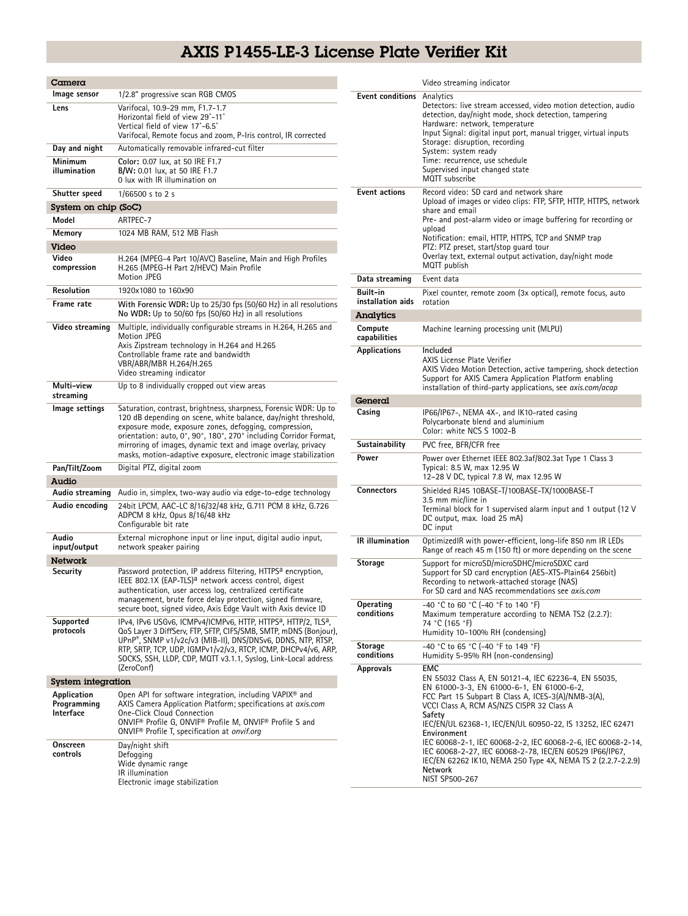# AXIS P1455-LE-3 License Plate Verifier Kit

## Camera

| | |
|---|---|
| **Image sensor** | 1/2.8" progressive scan RGB CMOS |
| **Lens** | Varifocal, 10.9–29 mm, F1.7–1.7<br>Horizontal field of view 29°–11°<br>Vertical field of view 17°–6.5°<br>Varifocal, Remote focus and zoom, P-Iris control, IR corrected |
| **Day and night** | Automatically removable infrared-cut filter |
| **Minimum illumination** | **Color:** 0.07 lux, at 50 IRE F1.7<br>**B/W:** 0.01 lux, at 50 IRE F1.7<br>0 lux with IR illumination on |
| **Shutter speed** | 1/66500 s to 2 s |

## System on chip (SoC)

| | |
|---|---|
| **Model** | ARTPEC-7 |
| **Memory** | 1024 MB RAM, 512 MB Flash |

## Video

| | |
|---|---|
| **Video compression** | H.264 (MPEG-4 Part 10/AVC) Baseline, Main and High Profiles<br>H.265 (MPEG-H Part 2/HEVC) Main Profile<br>Motion JPEG |
| **Resolution** | 1920x1080 to 160x90 |
| **Frame rate** | **With Forensic WDR:** Up to 25/30 fps (50/60 Hz) in all resolutions<br>**No WDR:** Up to 50/60 fps (50/60 Hz) in all resolutions |
| **Video streaming** | Multiple, individually configurable streams in H.264, H.265 and Motion JPEG<br>Axis Zipstream technology in H.264 and H.265<br>Controllable frame rate and bandwidth<br>VBR/ABR/MBR H.264/H.265<br>Video streaming indicator |
| **Multi-view streaming** | Up to 8 individually cropped out view areas |
| **Image settings** | Saturation, contrast, brightness, sharpness, Forensic WDR: Up to 120 dB depending on scene, white balance, day/night threshold, exposure mode, exposure zones, defogging, compression, orientation: auto, 0°, 90°, 180°, 270° including Corridor Format, mirroring of images, dynamic text and image overlay, privacy masks, motion-adaptive exposure, electronic image stabilization |
| **Pan/Tilt/Zoom** | Digital PTZ, digital zoom |

## Audio

| | |
|---|---|
| **Audio streaming** | Audio in, simplex, two-way audio via edge-to-edge technology |
| **Audio encoding** | 24bit LPCM, AAC-LC 8/16/32/48 kHz, G.711 PCM 8 kHz, G.726 ADPCM 8 kHz, Opus 8/16/48 kHz<br>Configurable bit rate |
| **Audio input/output** | External microphone input or line input, digital audio input, network speaker pairing |

## Network

| | |
|---|---|
| **Security** | Password protection, IP address filtering, HTTPS[a] encryption, IEEE 802.1X (EAP-TLS)[a] network access control, digest authentication, user access log, centralized certificate management, brute force delay protection, signed firmware, secure boot, signed video, Axis Edge Vault with Axis device ID |
| **Supported protocols** | IPv4, IPv6 USGv6, ICMPv4/ICMPv6, HTTP, HTTPS[a], HTTP/2, TLS[a], QoS Layer 3 DiffServ, FTP, SFTP, CIFS/SMB, SMTP, mDNS (Bonjour), UPnP®, SNMP v1/v2c/v3 (MIB-II), DNS/DNSv6, DDNS, NTP, RTSP, RTP, SRTP, TCP, UDP, IGMPv1/v2/v3, RTCP, ICMP, DHCPv4/v6, ARP, SOCKS, SSH, LLDP, CDP, MQTT v3.1.1, Syslog, Link-Local address (ZeroConf) |

## System integration

| | |
|---|---|
| **Application Programming Interface** | Open API for software integration, including VAPIX® and AXIS Camera Application Platform; specifications at *axis.com*<br>One-Click Cloud Connection<br>ONVIF® Profile G, ONVIF® Profile M, ONVIF® Profile S and ONVIF® Profile T, specification at *onvif.org* |
| **Onscreen controls** | Day/night shift<br>Defogging<br>Wide dynamic range<br>IR illumination<br>Electronic image stabilization<br>Video streaming indicator |
| **Event conditions** | Analytics<br>Detectors: live stream accessed, video motion detection, audio detection, day/night mode, shock detection, tampering<br>Hardware: network, temperature<br>Input Signal: digital input port, manual trigger, virtual inputs<br>Storage: disruption, recording<br>System: system ready<br>Time: recurrence, use schedule<br>Supervised input changed state<br>MQTT subscribe |
| **Event actions** | Record video: SD card and network share<br>Upload of images or video clips: FTP, SFTP, HTTP, HTTPS, network share and email<br>Pre- and post-alarm video or image buffering for recording or upload<br>Notification: email, HTTP, HTTPS, TCP and SNMP trap<br>PTZ: PTZ preset, start/stop guard tour<br>Overlay text, external output activation, day/night mode<br>MQTT publish |
| **Data streaming** | Event data |
| **Built-in installation aids** | Pixel counter, remote zoom (3x optical), remote focus, auto rotation |

## Analytics

| | |
|---|---|
| **Compute capabilities** | Machine learning processing unit (MLPU) |
| **Applications** | Included<br>AXIS License Plate Verifier<br>AXIS Video Motion Detection, active tampering, shock detection<br>Support for AXIS Camera Application Platform enabling installation of third-party applications, see *axis.com/acap* |

## General

| | |
|---|---|
| **Casing** | IP66/IP67-, NEMA 4X-, and IK10-rated casing<br>Polycarbonate blend and aluminium<br>Color: white NCS S 1002-B |
| **Sustainability** | PVC free, BFR/CFR free |
| **Power** | Power over Ethernet IEEE 802.3af/802.3at Type 1 Class 3<br>Typical: 8.5 W, max 12.95 W<br>12–28 V DC, typical 7.8 W, max 12.95 W |
| **Connectors** | Shielded RJ45 10BASE-T/100BASE-TX/1000BASE-T<br>3.5 mm mic/line in<br>Terminal block for 1 supervised alarm input and 1 output (12 V DC output, max. load 25 mA)<br>DC input |
| **IR illumination** | OptimizedIR with power-efficient, long-life 850 nm IR LEDs<br>Range of reach 45 m (150 ft) or more depending on the scene |
| **Storage** | Support for microSD/microSDHC/microSDXC card<br>Support for SD card encryption (AES-XTS-Plain64 256bit)<br>Recording to network-attached storage (NAS)<br>For SD card and NAS recommendations see *axis.com* |
| **Operating conditions** | -40 °C to 60 °C (-40 °F to 140 °F)<br>Maximum temperature according to NEMA TS2 (2.2.7): 74 °C (165 °F)<br>Humidity 10–100% RH (condensing) |
| **Storage conditions** | -40 °C to 65 °C (-40 °F to 149 °F)<br>Humidity 5-95% RH (non-condensing) |
| **Approvals** | **EMC**<br>EN 55032 Class A, EN 50121-4, IEC 62236-4, EN 55035, EN 61000-3-3, EN 61000-6-1, EN 61000-6-2, FCC Part 15 Subpart B Class A, ICES-3(A)/NMB-3(A), VCCI Class A, RCM AS/NZS CISPR 32 Class A<br>**Safety**<br>IEC/EN/UL 62368-1, IEC/EN/UL 60950-22, IS 13252, IEC 62471<br>**Environment**<br>IEC 60068-2-1, IEC 60068-2-2, IEC 60068-2-6, IEC 60068-2-14, IEC 60068-2-27, IEC 60068-2-78, IEC/EN 60529 IP66/IP67, IEC/EN 62262 IK10, NEMA 250 Type 4X, NEMA TS 2 (2.2.7-2.2.9)<br>**Network**<br>NIST SP500-267 |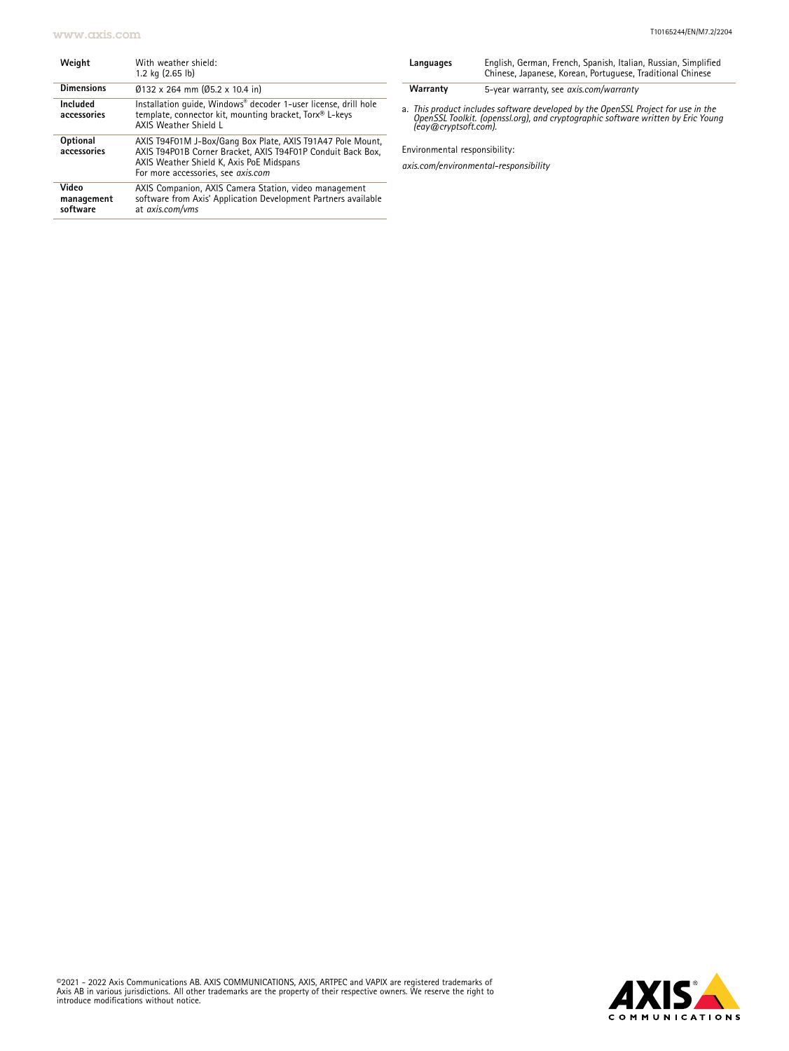| | |
|---|---|
| **Weight** | With weather shield:<br>1.2 kg (2.65 lb) |
| **Dimensions** | Ø132 x 264 mm (Ø5.2 x 10.4 in) |
| **Included accessories** | Installation guide, Windows® decoder 1-user license, drill hole template, connector kit, mounting bracket, Torx® L-keys<br>AXIS Weather Shield L |
| **Optional accessories** | AXIS T94F01M J-Box/Gang Box Plate, AXIS T91A47 Pole Mount, AXIS T94P01B Corner Bracket, AXIS T94F01P Conduit Back Box, AXIS Weather Shield K, Axis PoE Midspans<br>For more accessories, see *axis.com* |
| **Video management software** | AXIS Companion, AXIS Camera Station, video management software from Axis' Application Development Partners available at *axis.com/vms* |
| **Languages** | English, German, French, Spanish, Italian, Russian, Simplified Chinese, Japanese, Korean, Portuguese, Traditional Chinese |
| **Warranty** | 5-year warranty, see *axis.com/warranty* |

a. *This product includes software developed by the OpenSSL Project for use in the OpenSSL Toolkit. (openssl.org), and cryptographic software written by Eric Young (eay@cryptsoft.com).*

Environmental responsibility:

*axis.com/environmental-responsibility*

©2021 - 2022 Axis Communications AB. AXIS COMMUNICATIONS, AXIS, ARTPEC and VAPIX are registered trademarks of Axis AB in various jurisdictions. All other trademarks are the property of their respective owners. We reserve the right to introduce modifications without notice.